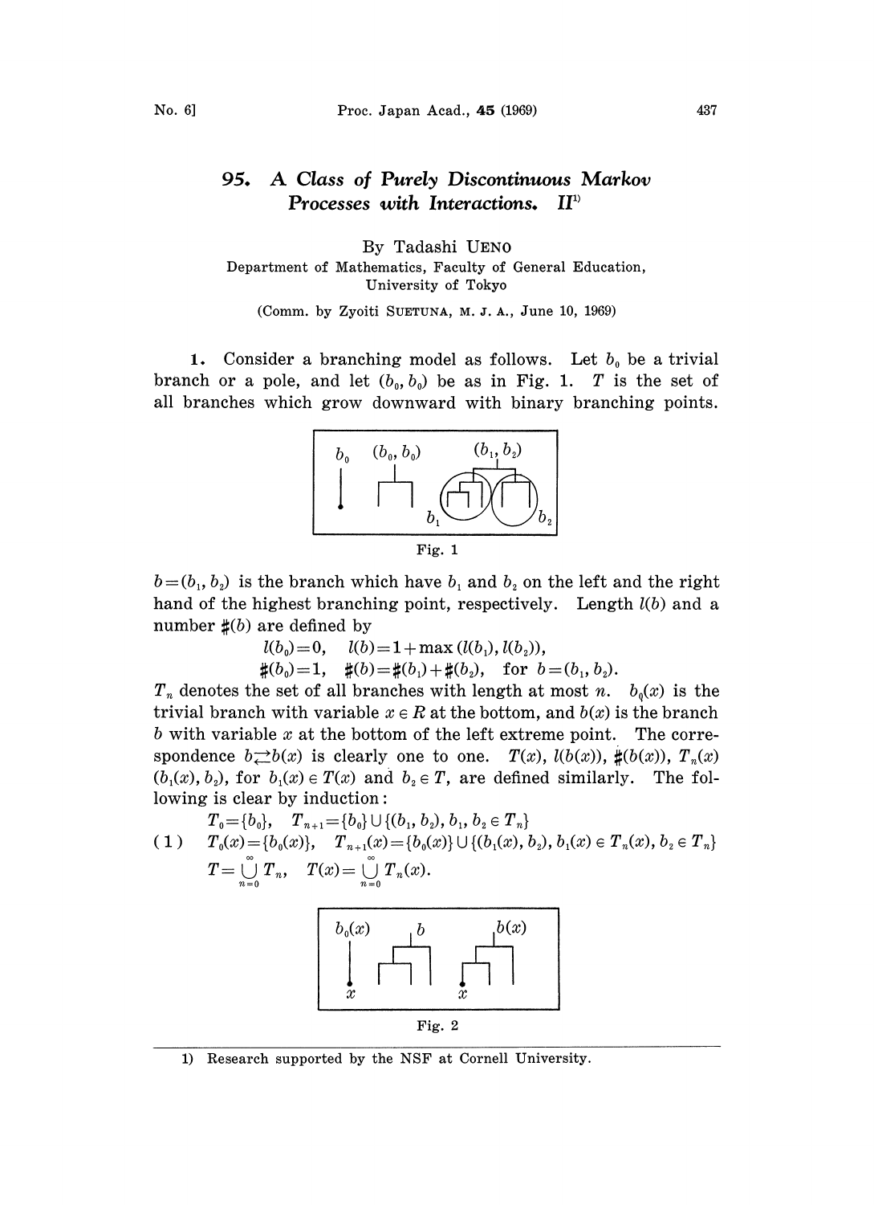# 95. A Class of Purely Discontinuous Markov Processes with Interactions. II[1)]

By Tadashi UENO

Department of Mathematics, Faculty of General Education, University of Tokyo

(Comm. by Zyoiti SUETUNA, M. J. A., June 10, 1969)

**1.** Consider a branching model as follows. Let $b_0$ be a trivial branch or a pole, and let $(b_0, b_0)$ be as in Fig. 1. $T$ is the set of all branches which grow downward with binary branching points.

Fig. 1

$b=(b_1, b_2)$ is the branch which have $b_1$ and $b_2$ on the left and the right hand of the highest branching point, respectively. Length $l(b)$ and a number $\#(b)$ are defined by

$$l(b_0)=0, \quad l(b)=1+\max(l(b_1), l(b_2)),$$
$$\#(b_0)=1, \quad \#(b)=\#(b_1)+\#(b_2), \quad \text{for } b=(b_1, b_2).$$

$T_n$ denotes the set of all branches with length at most $n$. $b_0(x)$ is the trivial branch with variable $x \in R$ at the bottom, and $b(x)$ is the branch $b$ with variable $x$ at the bottom of the left extreme point. The correspondence $b \rightleftarrows b(x)$ is clearly one to one. $T(x)$, $l(b(x))$, $\#(b(x))$, $T_n(x)$ $(b_1(x), b_2)$, for $b_1(x) \in T(x)$ and $b_2 \in T$, are defined similarly. The following is clear by induction:

$$(1) \qquad \begin{aligned} &T_0=\{b_0\}, \quad T_{n+1}=\{b_0\} \cup \{(b_1, b_2), b_1, b_2 \in T_n\} \\ &T_0(x)=\{b_0(x)\}, \quad T_{n+1}(x)=\{b_0(x)\} \cup \{(b_1(x), b_2), b_1(x) \in T_n(x), b_2 \in T_n\} \\ &T=\bigcup_{n=0}^{\infty} T_n, \quad T(x)=\bigcup_{n=0}^{\infty} T_n(x). \end{aligned}$$

Fig. 2

---

1) Research supported by the NSF at Cornell University.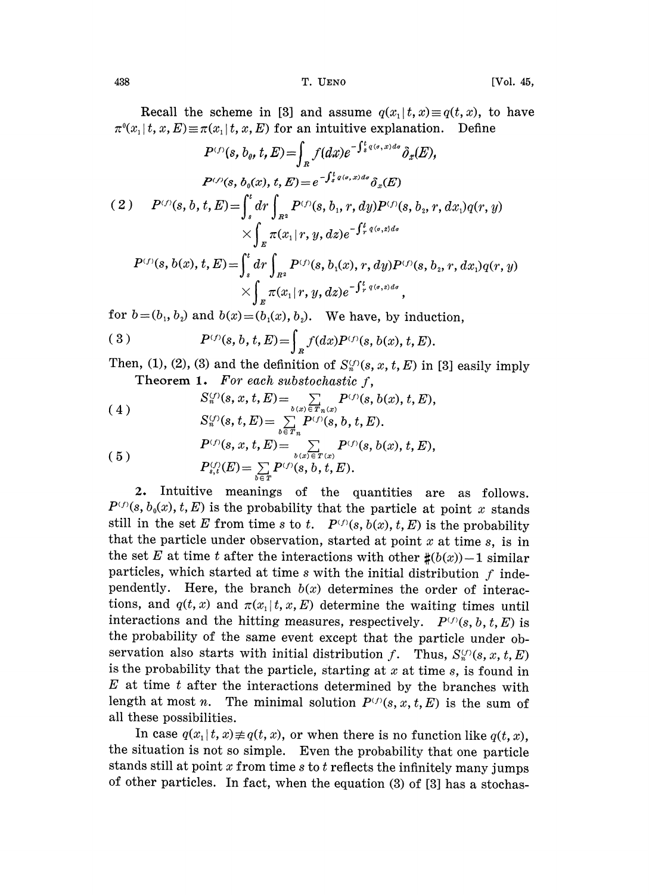Recall the scheme in [3] and assume $q(x_1 | t, x) \equiv q(t, x)$, to have $\pi^0(x_1 | t, x, E) \equiv \pi(x_1 | t, x, E)$ for an intuitive explanation. Define

$$P^{(f)}(s, b_0, t, E) = \int_R f(dx) e^{-\int_s^t q(\sigma, x) d\sigma} \delta_x(E),$$

$$P^{(f)}(s, b_0(x), t, E) = e^{-\int_s^t q(\sigma, x) d\sigma} \delta_x(E)$$

$$(2) \quad P^{(f)}(s, b, t, E) = \int_s^t dr \int_{R^2} P^{(f)}(s, b_1, r, dy) P^{(f)}(s, b_2, r, dx_1) q(r, y) \times \int_E \pi(x_1 | r, y, dz) e^{-\int_r^t q(\sigma, z) d\sigma}$$

$$P^{(f)}(s, b(x), t, E) = \int_s^t dr \int_{R^2} P^{(f)}(s, b_1(x), r, dy) P^{(f)}(s, b_2, r, dx_1) q(r, y) \times \int_E \pi(x_1 | r, y, dz) e^{-\int_r^t q(\sigma, z) d\sigma},$$

for $b = (b_1, b_2)$ and $b(x) = (b_1(x), b_2)$. We have, by induction,

$$(3) \quad P^{(f)}(s, b, t, E) = \int_R f(dx) P^{(f)}(s, b(x), t, E).$$

Then, (1), (2), (3) and the definition of $S_n^{(f)}(s, x, t, E)$ in [3] easily imply

**Theorem 1.** *For each substochastic $f$,*

$$(4) \quad \begin{aligned} S_n^{(f)}(s, x, t, E) &= \sum_{b(x) \in T_n(x)} P^{(f)}(s, b(x), t, E), \\ S_n^{(f)}(s, t, E) &= \sum_{b \in T_n} P^{(f)}(s, b, t, E). \end{aligned}$$

$$(5) \quad \begin{aligned} P^{(f)}(s, x, t, E) &= \sum_{b(x) \in T(x)} P^{(f)}(s, b(x), t, E), \\ P_{s,t}^{(f)}(E) &= \sum_{b \in T} P^{(f)}(s, b, t, E). \end{aligned}$$

**2.** Intuitive meanings of the quantities are as follows. $P^{(f)}(s, b_0(x), t, E)$ is the probability that the particle at point $x$ stands still in the set $E$ from time $s$ to $t$. $P^{(f)}(s, b(x), t, E)$ is the probability that the particle under observation, started at point $x$ at time $s$, is in the set $E$ at time $t$ after the interactions with other $\#(b(x)) - 1$ similar particles, which started at time $s$ with the initial distribution $f$ independently. Here, the branch $b(x)$ determines the order of interactions, and $q(t, x)$ and $\pi(x_1 | t, x, E)$ determine the waiting times until interactions and the hitting measures, respectively. $P^{(f)}(s, b, t, E)$ is the probability of the same event except that the particle under observation also starts with initial distribution $f$. Thus, $S_n^{(f)}(s, x, t, E)$ is the probability that the particle, starting at $x$ at time $s$, is found in $E$ at time $t$ after the interactions determined by the branches with length at most $n$. The minimal solution $P^{(f)}(s, x, t, E)$ is the sum of all these possibilities.

In case $q(x_1 | t, x) \not\equiv q(t, x)$, or when there is no function like $q(t, x)$, the situation is not so simple. Even the probability that one particle stands still at point $x$ from time $s$ to $t$ reflects the infinitely many jumps of other particles. In fact, when the equation (3) of [3] has a stochas-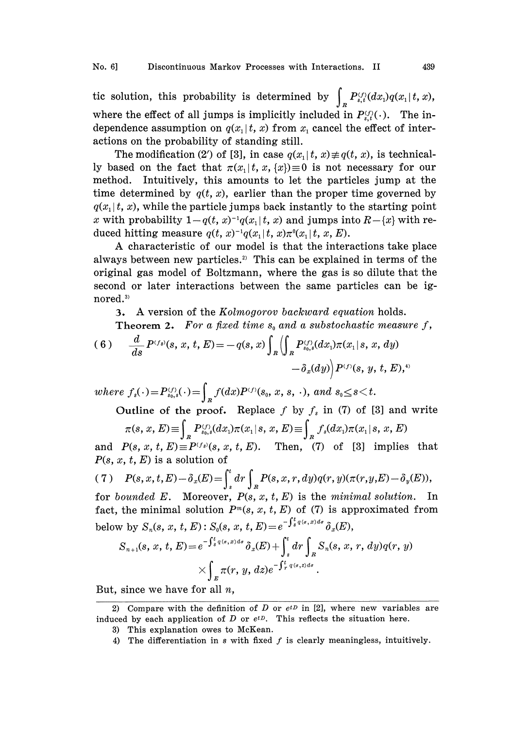tic solution, this probability is determined by $\int_R P_{s,t}^{(f)}(dx_1)q(x_1|t, x)$, where the effect of all jumps is implicitly included in $P_{s,t}^{(f)}(\cdot)$. The independence assumption on $q(x_1|t, x)$ from $x_1$ cancel the effect of interactions on the probability of standing still.

The modification (2′) of [3], in case $q(x_1|t, x)\not\equiv q(t, x)$, is technically based on the fact that $\pi(x_1|t, x, \{x\})\equiv 0$ is not necessary for our method. Intuitively, this amounts to let the particles jump at the time determined by $q(t, x)$, earlier than the proper time governed by $q(x_1|t, x)$, while the particle jumps back instantly to the starting point $x$ with probability $1-q(t, x)^{-1}q(x_1|t, x)$ and jumps into $R-\{x\}$ with reduced hitting measure $q(t, x)^{-1}q(x_1|t, x)\pi^0(x_1|t, x, E)$.

A characteristic of our model is that the interactions take place always between new particles.[2] This can be explained in terms of the original gas model of Boltzmann, where the gas is so dilute that the second or later interactions between the same particles can be ignored.[3]

**3.** A version of the *Kolmogorov backward equation* holds.

**Theorem 2.** *For a fixed time $s_0$ and a substochastic measure $f$,*

$$(6)\qquad \frac{d}{ds}P^{(f_s)}(s, x, t, E)=-q(s, x)\int_R\left(\int_R P_{s_0,s}^{(f)}(dx_1)\pi(x_1|s, x, dy)-\delta_x(dy)\right)P^{(f)}(s, y, t, E),^{4)}$$

*where $f_s(\cdot)=P_{s_0,s}^{(f)}(\cdot)=\int_R f(dx)P^{(f)}(s_0, x, s, \cdot)$, and $s_0\leq s<t$.*

**Outline of the proof.** Replace $f$ by $f_s$ in (7) of [3] and write

$$\pi(s, x, E)\equiv\int_R P_{s_0,s}^{(f)}(dx_1)\pi(x_1|s, x, E)\equiv\int_R f_s(dx_1)\pi(x_1|s, x, E)$$

and $P(s, x, t, E)\equiv P^{(f_s)}(s, x, t, E)$. Then, (7) of [3] implies that $P(s, x, t, E)$ is a solution of

$$(7)\qquad P(s,x,t,E)-\delta_x(E)=\int_s^t dr\int_R P(s,x,r,dy)q(r,y)(\pi(r,y,E)-\delta_y(E)),$$

for *bounded* $E$. Moreover, $P(s, x, t, E)$ is the *minimal solution*. In fact, the minimal solution $P^m(s, x, t, E)$ of (7) is approximated from below by $S_n(s, x, t, E)$: $S_0(s, x, t, E)=e^{-\int_s^t q(\sigma,x)d\sigma}\delta_x(E)$,

$$S_{n+1}(s, x, t, E)=e^{-\int_s^t q(\sigma,x)d\sigma}\delta_x(E)+\int_s^t dr\int_R S_n(s, x, r, dy)q(r, y)\times\int_E \pi(r, y, dz)e^{-\int_r^t q(\sigma,z)d\sigma}.$$

But, since we have for all $n$,

---

2) Compare with the definition of $D$ or $e^{tD}$ in [2], where new variables are induced by each application of $D$ or $e^{tD}$. This reflects the situation here.

3) This explanation owes to McKean.

4) The differentiation in $s$ with fixed $f$ is clearly meaningless, intuitively.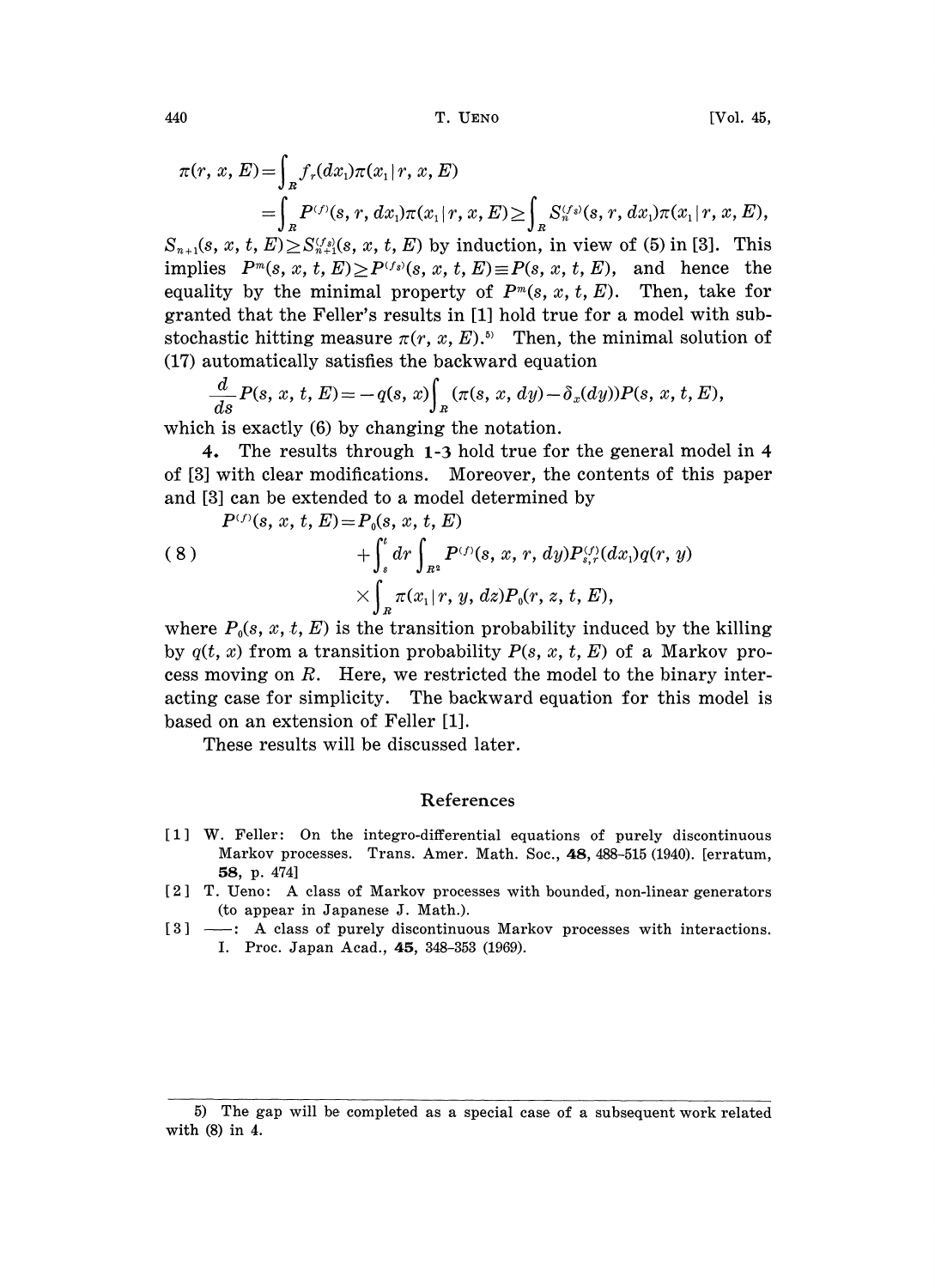$$
\begin{aligned}
\pi(r, x, E) &= \int_R f_r(dx_1)\pi(x_1 | r, x, E) \\
&= \int_R P^{(f)}(s, r, dx_1)\pi(x_1 | r, x, E) \geq \int_R S_n^{(fs)}(s, r, dx_1)\pi(x_1 | r, x, E),
\end{aligned}
$$

$S_{n+1}(s, x, t, E) \geq S_{n+1}^{(fs)}(s, x, t, E)$ by induction, in view of (5) in [3]. This implies $P^m(s, x, t, E) \geq P^{(fs)}(s, x, t, E) \equiv P(s, x, t, E)$, and hence the equality by the minimal property of $P^m(s, x, t, E)$. Then, take for granted that the Feller's results in [1] hold true for a model with substochastic hitting measure $\pi(r, x, E)$.[5] Then, the minimal solution of (17) automatically satisfies the backward equation

$$
\frac{d}{ds}P(s, x, t, E) = -q(s, x)\int_R (\pi(s, x, dy) - \delta_x(dy))P(s, x, t, E),
$$

which is exactly (6) by changing the notation.

**4.** The results through **1**-**3** hold true for the general model in 4 of [3] with clear modifications. Moreover, the contents of this paper and [3] can be extended to a model determined by

$$
\begin{aligned}
P^{(f)}(s, x, t, E) &= P_0(s, x, t, E) \\
&\quad + \int_s^t dr \int_{R^2} P^{(f)}(s, x, r, dy)P_{s,r}^{(f)}(dx_1)q(r, y) \qquad (8) \\
&\quad \times \int_R \pi(x_1 | r, y, dz)P_0(r, z, t, E),
\end{aligned}
$$

where $P_0(s, x, t, E)$ is the transition probability induced by the killing by $q(t, x)$ from a transition probability $P(s, x, t, E)$ of a Markov process moving on $R$. Here, we restricted the model to the binary interacting case for simplicity. The backward equation for this model is based on an extension of Feller [1].

These results will be discussed later.

## References

[1] W. Feller: On the integro-differential equations of purely discontinuous Markov processes. Trans. Amer. Math. Soc., **48**, 488–515 (1940). [erratum, **58**, p. 474]

[2] T. Ueno: A class of Markov processes with bounded, non-linear generators (to appear in Japanese J. Math.).

[3] ——: A class of purely discontinuous Markov processes with interactions. I. Proc. Japan Acad., **45**, 348–353 (1969).

---

5) The gap will be completed as a special case of a subsequent work related with (8) in 4.